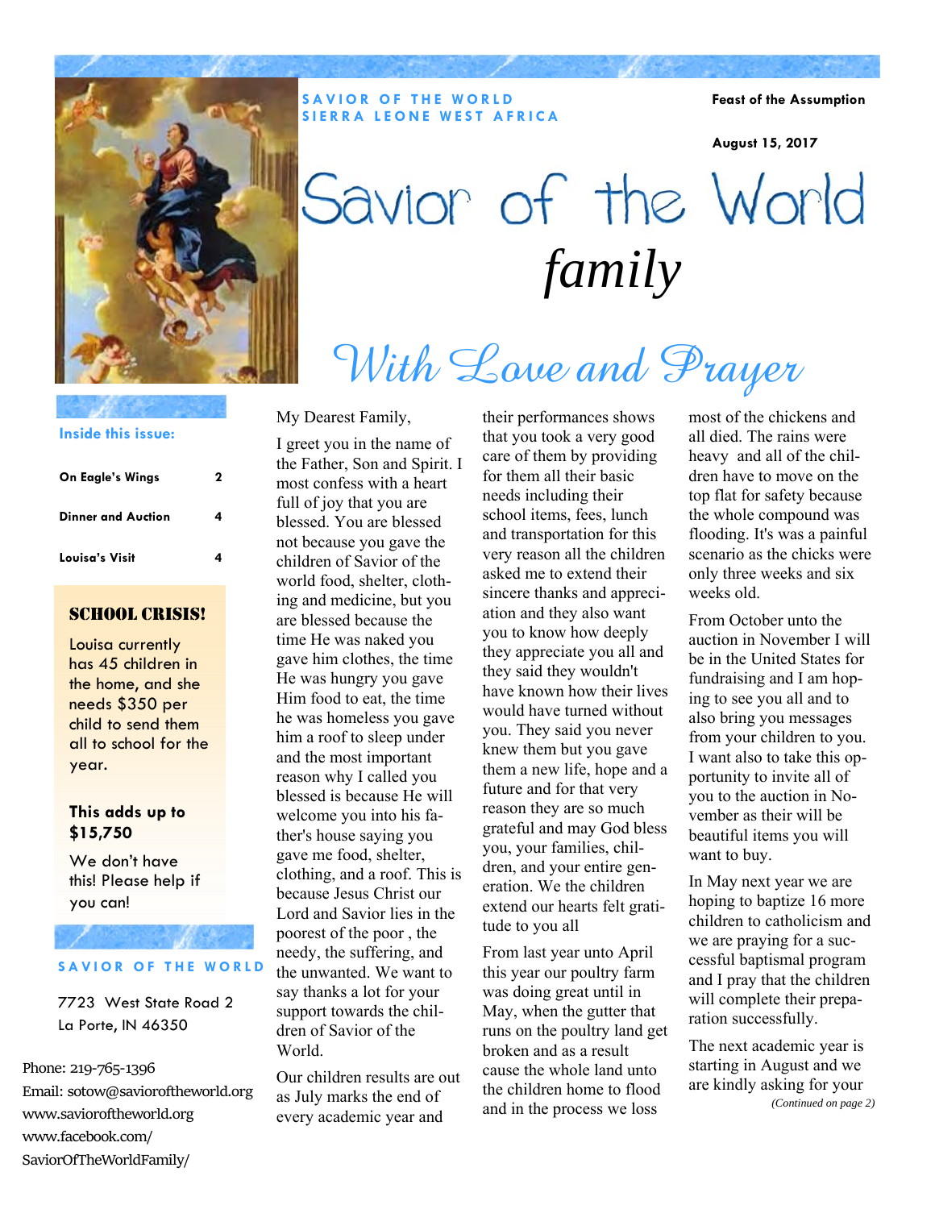**SAVIOR OF THE WORLD**
**SIERRA LEONE WEST AFRICA**

**Feast of the Assumption**

**August 15, 2017**

# Savior of the World *family*

## *With Love and Prayer*

**Inside this issue:**

| | |
|---|---|
| On Eagle's Wings | 2 |
| Dinner and Auction | 4 |
| Louisa's Visit | 4 |

### SCHOOL CRISIS!

Louisa currently has 45 children in the home, and she needs $350 per child to send them all to school for the year.

**This adds up to $15,750**

We don't have this! Please help if you can!

**SAVIOR OF THE WORLD**

7723 West State Road 2
La Porte, IN 46350

Phone: 219-765-1396
Email: sotow@savioroftheworld.org
www.savioroftheworld.org
www.facebook.com/SaviorOfTheWorldFamily/

My Dearest Family,

I greet you in the name of the Father, Son and Spirit. I most confess with a heart full of joy that you are blessed. You are blessed not because you gave the children of Savior of the world food, shelter, clothing and medicine, but you are blessed because the time He was naked you gave him clothes, the time He was hungry you gave Him food to eat, the time he was homeless you gave him a roof to sleep under and the most important reason why I called you blessed is because He will welcome you into his father's house saying you gave me food, shelter, clothing, and a roof. This is because Jesus Christ our Lord and Savior lies in the poorest of the poor , the needy, the suffering, and the unwanted. We want to say thanks a lot for your support towards the children of Savior of the World.

Our children results are out as July marks the end of every academic year and their performances shows that you took a very good care of them by providing for them all their basic needs including their school items, fees, lunch and transportation for this very reason all the children asked me to extend their sincere thanks and appreciation and they also want you to know how deeply they appreciate you all and they said they wouldn't have known how their lives would have turned without you. They said you never knew them but you gave them a new life, hope and a future and for that very reason they are so much grateful and may God bless you, your families, children, and your entire generation. We the children extend our hearts felt gratitude to you all

From last year unto April this year our poultry farm was doing great until in May, when the gutter that runs on the poultry land get broken and as a result cause the whole land unto the children home to flood and in the process we loss most of the chickens and all died. The rains were heavy and all of the children have to move on the top flat for safety because the whole compound was flooding. It's was a painful scenario as the chicks were only three weeks and six weeks old.

From October unto the auction in November I will be in the United States for fundraising and I am hoping to see you all and to also bring you messages from your children to you. I want also to take this opportunity to invite all of you to the auction in November as their will be beautiful items you will want to buy.

In May next year we are hoping to baptize 16 more children to catholicism and we are praying for a successful baptismal program and I pray that the children will complete their preparation successfully.

The next academic year is starting in August and we are kindly asking for your

*(Continued on page 2)*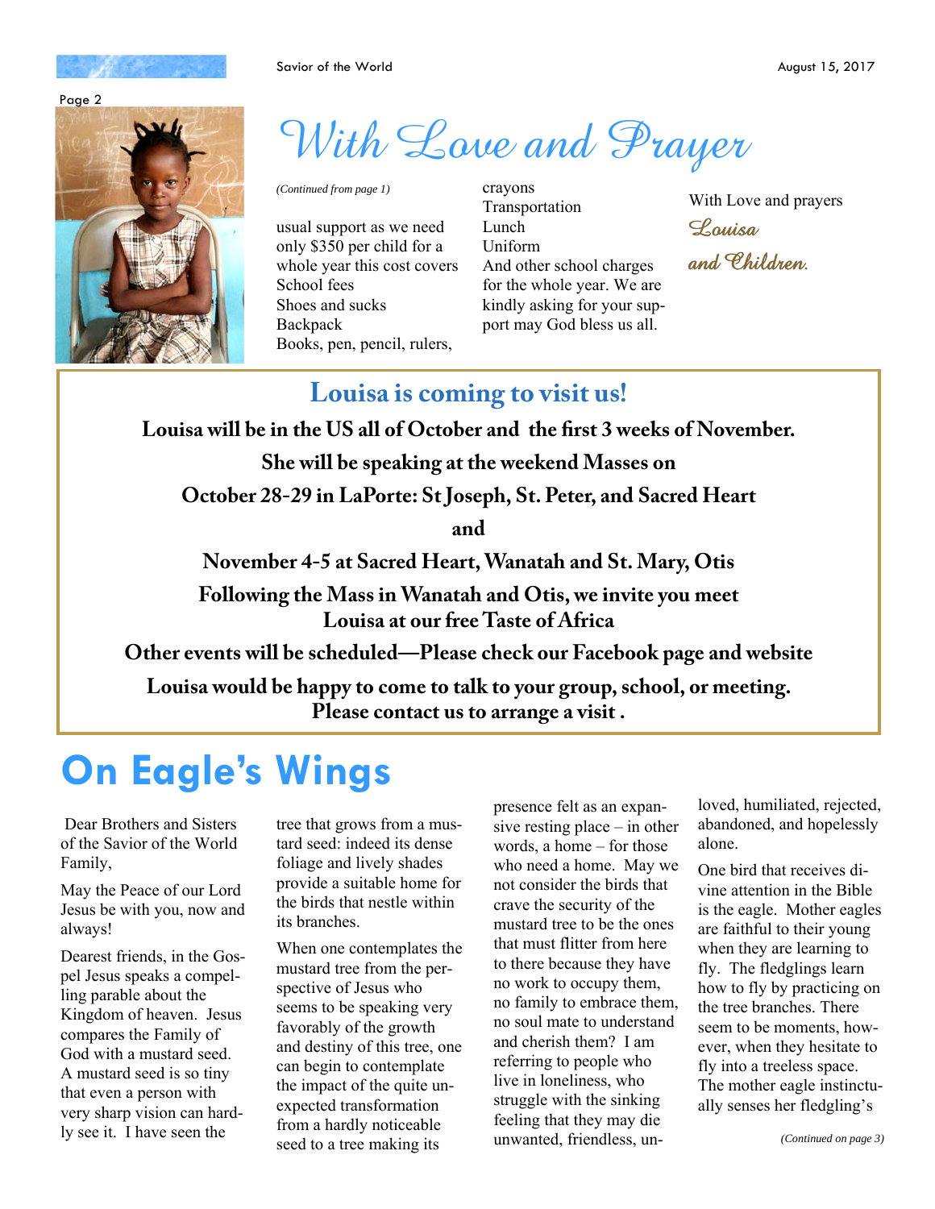# With Love and Prayer

*(Continued from page 1)*

usual support as we need only $350 per child for a whole year this cost covers
School fees
Shoes and sucks
Backpack
Books, pen, pencil, rulers, crayons
Transportation
Lunch
Uniform
And other school charges for the whole year. We are kindly asking for your support may God bless us all.

With Love and prayers
*Louisa*
*and Children.*

## Louisa is coming to visit us!

**Louisa will be in the US all of October and the first 3 weeks of November.**

**She will be speaking at the weekend Masses on**

**October 28-29 in LaPorte: St Joseph, St. Peter, and Sacred Heart**

**and**

**November 4-5 at Sacred Heart, Wanatah and St. Mary, Otis**

**Following the Mass in Wanatah and Otis, we invite you meet Louisa at our free Taste of Africa**

**Other events will be scheduled—Please check our Facebook page and website**

**Louisa would be happy to come to talk to your group, school, or meeting. Please contact us to arrange a visit .**

# On Eagle's Wings

Dear Brothers and Sisters of the Savior of the World Family,

May the Peace of our Lord Jesus be with you, now and always!

Dearest friends, in the Gospel Jesus speaks a compelling parable about the Kingdom of heaven. Jesus compares the Family of God with a mustard seed. A mustard seed is so tiny that even a person with very sharp vision can hardly see it. I have seen the tree that grows from a mustard seed: indeed its dense foliage and lively shades provide a suitable home for the birds that nestle within its branches.

When one contemplates the mustard tree from the perspective of Jesus who seems to be speaking very favorably of the growth and destiny of this tree, one can begin to contemplate the impact of the quite unexpected transformation from a hardly noticeable seed to a tree making its presence felt as an expansive resting place – in other words, a home – for those who need a home. May we not consider the birds that crave the security of the mustard tree to be the ones that must flitter from here to there because they have no work to occupy them, no family to embrace them, no soul mate to understand and cherish them? I am referring to people who live in loneliness, who struggle with the sinking feeling that they may die unwanted, friendless, unloved, humiliated, rejected, abandoned, and hopelessly alone.

One bird that receives divine attention in the Bible is the eagle. Mother eagles are faithful to their young when they are learning to fly. The fledglings learn how to fly by practicing on the tree branches. There seem to be moments, however, when they hesitate to fly into a treeless space. The mother eagle instinctually senses her fledgling's

*(Continued on page 3)*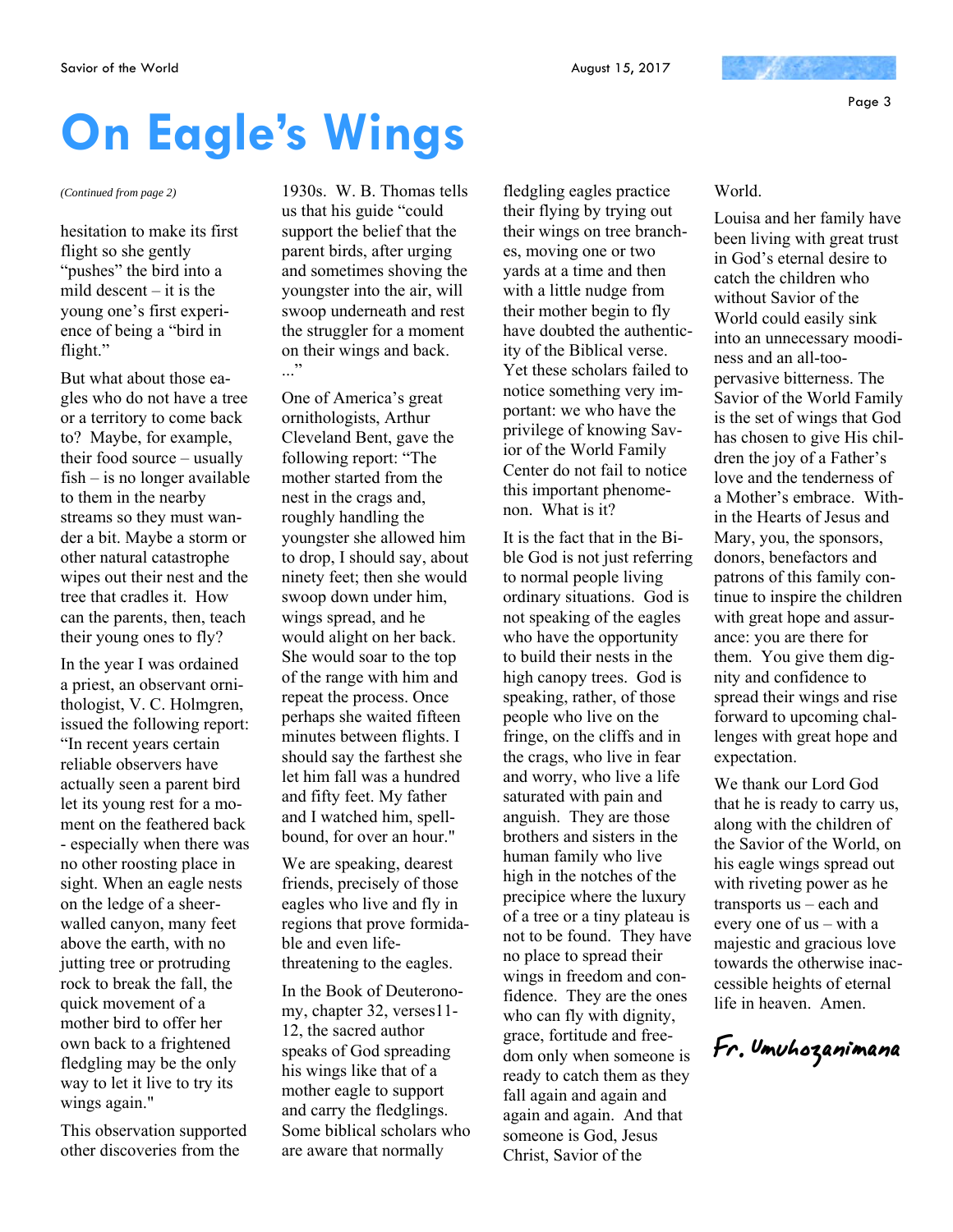# On Eagle's Wings

*(Continued from page 2)*

hesitation to make its first flight so she gently "pushes" the bird into a mild descent – it is the young one's first experience of being a "bird in flight."

But what about those eagles who do not have a tree or a territory to come back to? Maybe, for example, their food source – usually fish – is no longer available to them in the nearby streams so they must wander a bit. Maybe a storm or other natural catastrophe wipes out their nest and the tree that cradles it. How can the parents, then, teach their young ones to fly?

In the year I was ordained a priest, an observant ornithologist, V. C. Holmgren, issued the following report: "In recent years certain reliable observers have actually seen a parent bird let its young rest for a moment on the feathered back - especially when there was no other roosting place in sight. When an eagle nests on the ledge of a sheer-walled canyon, many feet above the earth, with no jutting tree or protruding rock to break the fall, the quick movement of a mother bird to offer her own back to a frightened fledgling may be the only way to let it live to try its wings again."

This observation supported other discoveries from the 1930s. W. B. Thomas tells us that his guide "could support the belief that the parent birds, after urging and sometimes shoving the youngster into the air, will swoop underneath and rest the struggler for a moment on their wings and back. ..."

One of America's great ornithologists, Arthur Cleveland Bent, gave the following report: "The mother started from the nest in the crags and, roughly handling the youngster she allowed him to drop, I should say, about ninety feet; then she would swoop down under him, wings spread, and he would alight on her back. She would soar to the top of the range with him and repeat the process. Once perhaps she waited fifteen minutes between flights. I should say the farthest she let him fall was a hundred and fifty feet. My father and I watched him, spellbound, for over an hour."

We are speaking, dearest friends, precisely of those eagles who live and fly in regions that prove formidable and even life-threatening to the eagles.

In the Book of Deuteronomy, chapter 32, verses11-12, the sacred author speaks of God spreading his wings like that of a mother eagle to support and carry the fledglings. Some biblical scholars who are aware that normally fledgling eagles practice their flying by trying out their wings on tree branches, moving one or two yards at a time and then with a little nudge from their mother begin to fly have doubted the authenticity of the Biblical verse. Yet these scholars failed to notice something very important: we who have the privilege of knowing Savior of the World Family Center do not fail to notice this important phenomenon. What is it?

It is the fact that in the Bible God is not just referring to normal people living ordinary situations. God is not speaking of the eagles who have the opportunity to build their nests in the high canopy trees. God is speaking, rather, of those people who live on the fringe, on the cliffs and in the crags, who live in fear and worry, who live a life saturated with pain and anguish. They are those brothers and sisters in the human family who live high in the notches of the precipice where the luxury of a tree or a tiny plateau is not to be found. They have no place to spread their wings in freedom and confidence. They are the ones who can fly with dignity, grace, fortitude and freedom only when someone is ready to catch them as they fall again and again and again and again. And that someone is God, Jesus Christ, Savior of the World.

Louisa and her family have been living with great trust in God's eternal desire to catch the children who without Savior of the World could easily sink into an unnecessary moodiness and an all-too-pervasive bitterness. The Savior of the World Family is the set of wings that God has chosen to give His children the joy of a Father's love and the tenderness of a Mother's embrace. Within the Hearts of Jesus and Mary, you, the sponsors, donors, benefactors and patrons of this family continue to inspire the children with great hope and assurance: you are there for them. You give them dignity and confidence to spread their wings and rise forward to upcoming challenges with great hope and expectation.

We thank our Lord God that he is ready to carry us, along with the children of the Savior of the World, on his eagle wings spread out with riveting power as he transports us – each and every one of us – with a majestic and gracious love towards the otherwise inaccessible heights of eternal life in heaven. Amen.

*Fr. Umuhozanimana*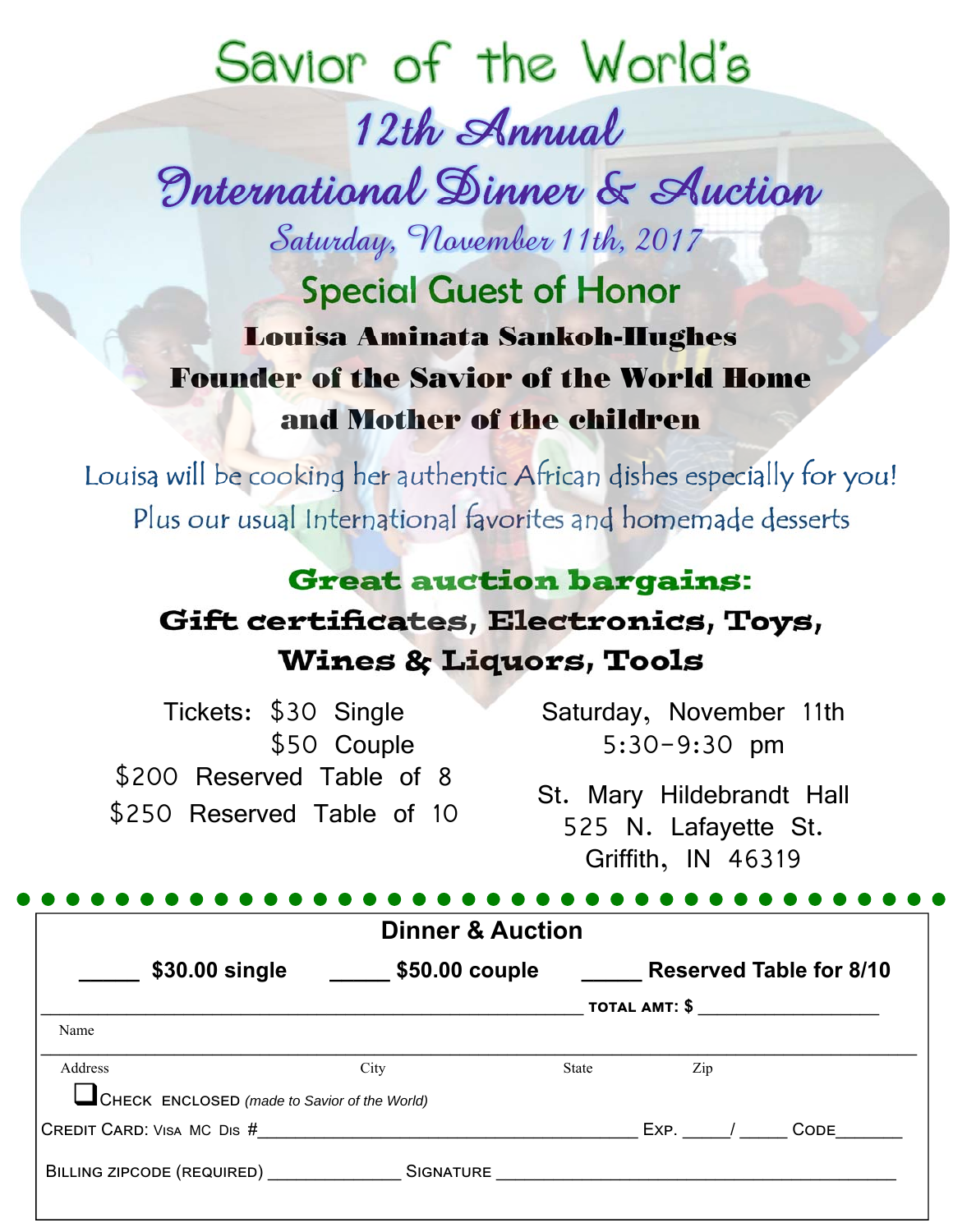# Savior of the World's

## 12th Annual

## International Dinner & Auction

*Saturday, November 11th, 2017*

### Special Guest of Honor

**Louisa Aminata Sankoh-Hughes**

**Founder of the Savior of the World Home**

**and Mother of the children**

Louisa will be cooking her authentic African dishes especially for you!

Plus our usual International favorites and homemade desserts

### Great auction bargains:

**Gift certificates, Electronics, Toys, Wines & Liquors, Tools**

Tickets: $30 Single
$50 Couple
$200 Reserved Table of 8
$250 Reserved Table of 10

Saturday, November 11th
5:30-9:30 pm

St. Mary Hildebrandt Hall
525 N. Lafayette St.
Griffith, IN 46319

---

**Dinner & Auction**

_____ **$30.00 single** _____ **$50.00 couple** _____ **Reserved Table for 8/10**

_______________________________________________ **TOTAL AMT: $** _______________

Name

_______________________________________________________________________________

Address City State Zip

☐ CHECK ENCLOSED *(made to Savior of the World)*

CREDIT CARD: VISA MC DIS #________________________________ EXP. _____/_____ CODE_______

BILLING ZIPCODE (REQUIRED) _____________ SIGNATURE ________________________________